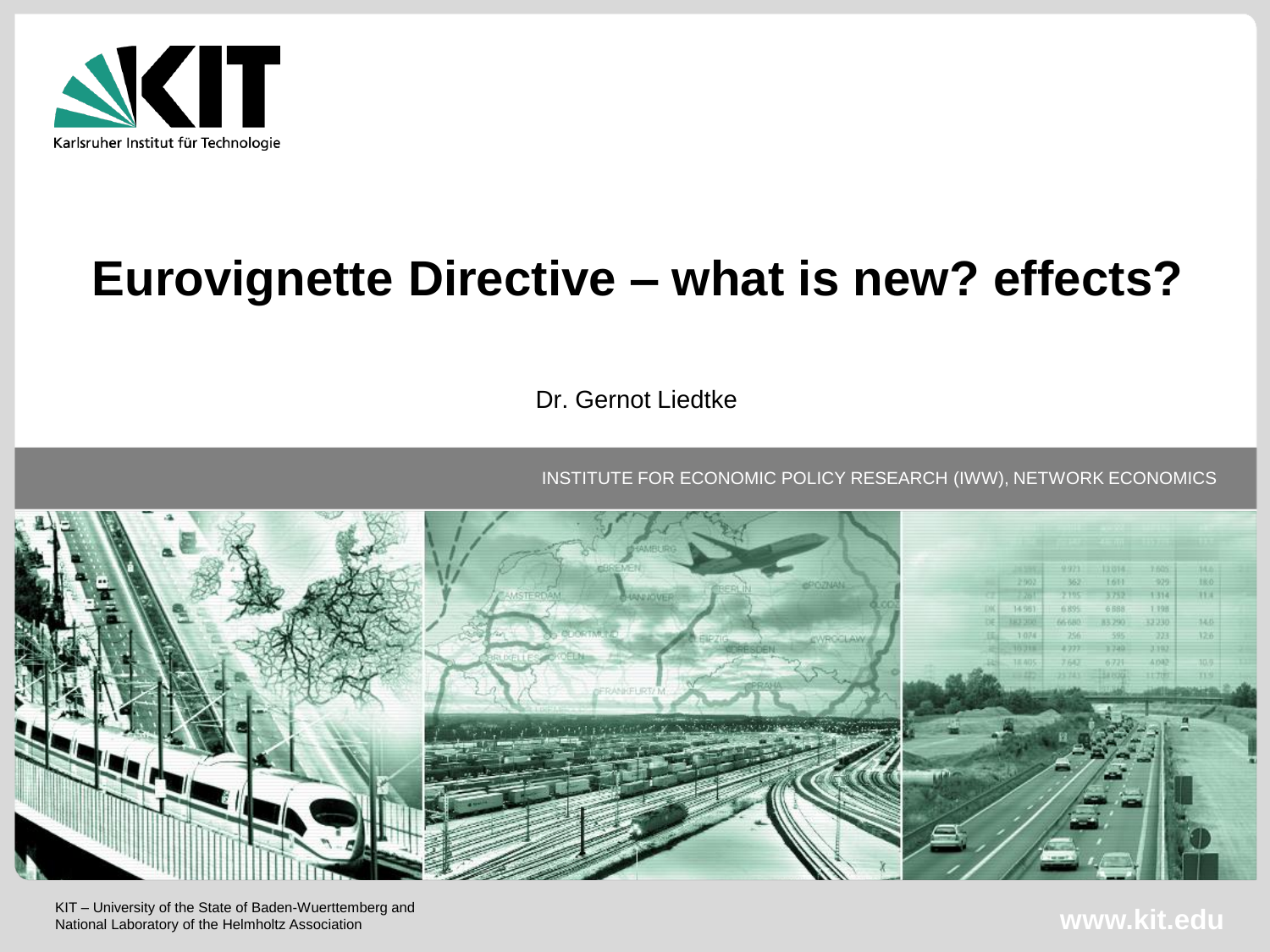Karlsruher Institut für Technologie

# Eurovignette Directive – what is new? effects?

Dr. Gernot Liedtke

INSTITUTE FOR ECONOMIC POLICY RESEARCH (IWW), NETWORK ECONOMICS

KIT – University of the State of Baden-Wuerttemberg and National Laboratory of the Helmholtz Association

www.kit.edu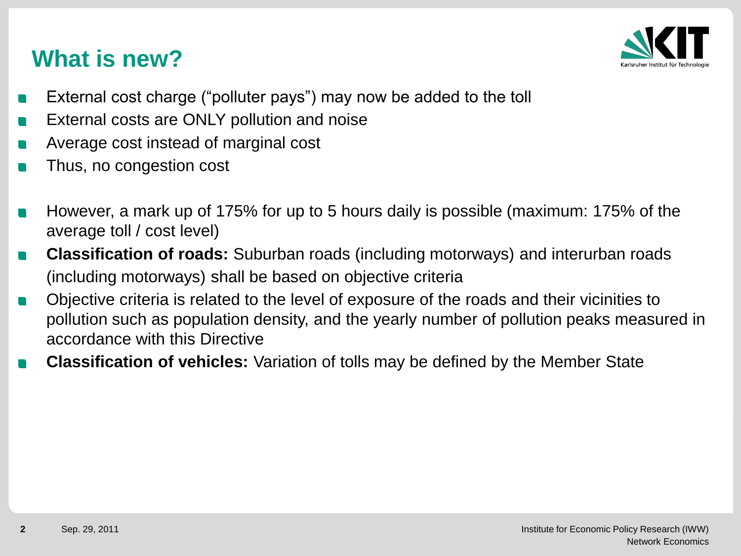# What is new?

- External cost charge ("polluter pays") may now be added to the toll
- External costs are ONLY pollution and noise
- Average cost instead of marginal cost
- Thus, no congestion cost

- However, a mark up of 175% for up to 5 hours daily is possible (maximum: 175% of the average toll / cost level)
- **Classification of roads:** Suburban roads (including motorways) and interurban roads (including motorways) shall be based on objective criteria
- Objective criteria is related to the level of exposure of the roads and their vicinities to pollution such as population density, and the yearly number of pollution peaks measured in accordance with this Directive
- **Classification of vehicles:** Variation of tolls may be defined by the Member State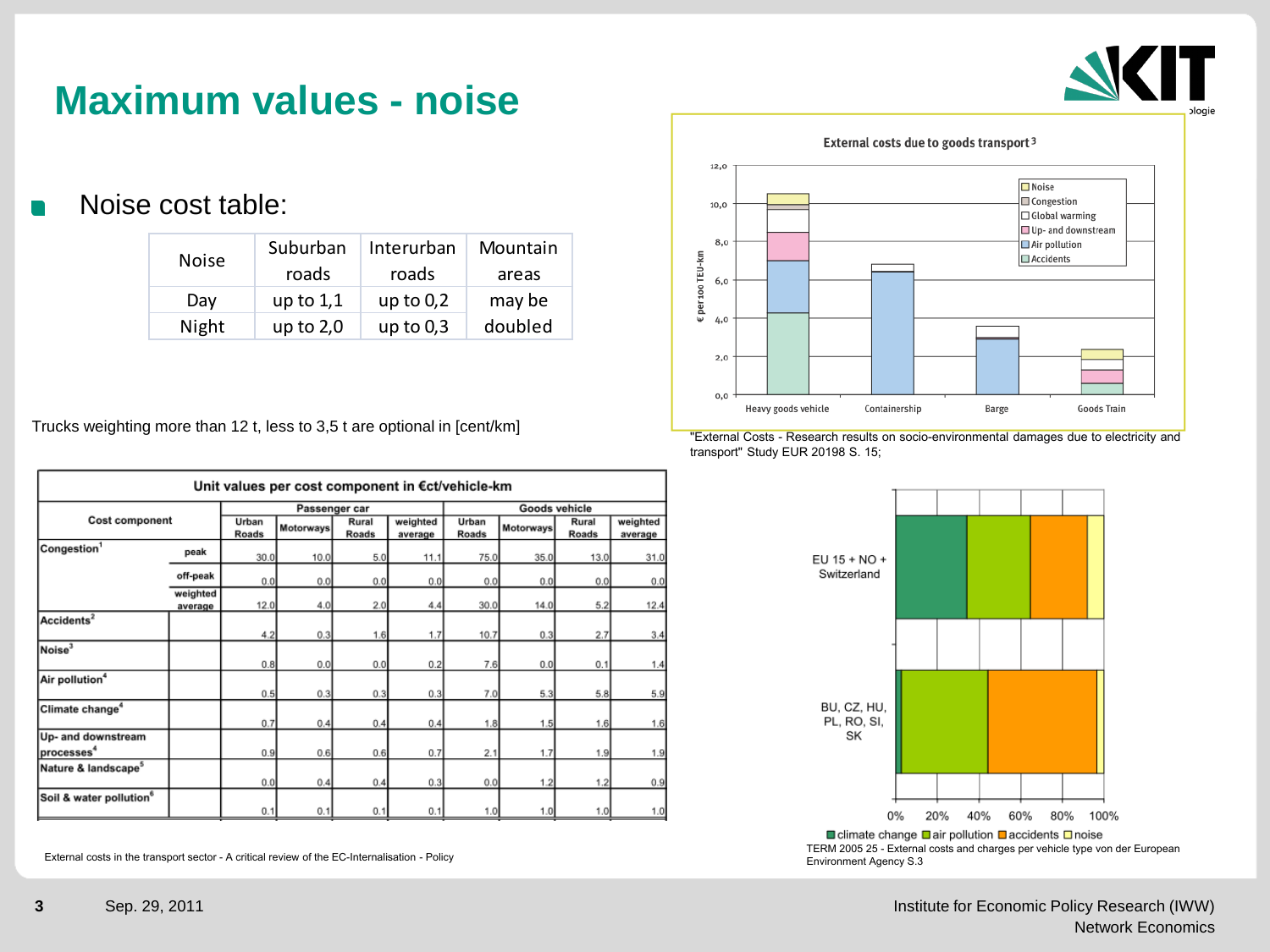# Maximum values - noise

- Noise cost table:

| Noise | Suburban roads | Interurban roads | Mountain areas |
|---|---|---|---|
| Day | up to 1,1 | up to 0,2 | may be doubled |
| Night | up to 2,0 | up to 0,3 | |

Trucks weighting more than 12 t, less to 3,5 t are optional in [cent/km]

| Unit values per cost component in €ct/vehicle-km | | | | | | | | | |
|---|---|---|---|---|---|---|---|---|---|
| Cost component | | Passenger car | | | | Goods vehicle | | | |
| | | Urban Roads | Motorways | Rural Roads | weighted average | Urban Roads | Motorways | Rural Roads | weighted average |
| Congestion[1] | peak | 30.0 | 10.0 | 5.0 | 11.1 | 75.0 | 35.0 | 13.0 | 31.0 |
| | off-peak | 0.0 | 0.0 | 0.0 | 0.0 | 0.0 | 0.0 | 0.0 | 0.0 |
| | weighted average | 12.0 | 4.0 | 2.0 | 4.4 | 30.0 | 14.0 | 5.2 | 12.4 |
| Accidents[2] | | 4.2 | 0.3 | 1.6 | 1.7 | 10.7 | 0.3 | 2.7 | 3.4 |
| Noise[3] | | 0.8 | 0.0 | 0.0 | 0.2 | 7.6 | 0.0 | 0.1 | 1.4 |
| Air pollution[4] | | 0.5 | 0.3 | 0.3 | 0.3 | 7.0 | 5.3 | 5.8 | 5.9 |
| Climate change[4] | | 0.7 | 0.4 | 0.4 | 0.4 | 1.8 | 1.5 | 1.6 | 1.6 |
| Up- and downstream processes[4] | | 0.9 | 0.6 | 0.6 | 0.7 | 2.1 | 1.7 | 1.9 | 1.9 |
| Nature & landscape[5] | | 0.0 | 0.4 | 0.4 | 0.3 | 0.0 | 1.2 | 1.2 | 0.9 |
| Soil & water pollution[6] | | 0.1 | 0.1 | 0.1 | 0.1 | 1.0 | 1.0 | 1.0 | 1.0 |

External costs in the transport sector - A critical review of the EC-Internalisation - Policy

"External Costs - Research results on socio-environmental damages due to electricity and transport" Study EUR 20198 S. 15;

TERM 2005 25 - External costs and charges per vehicle type von der European Environment Agency S.3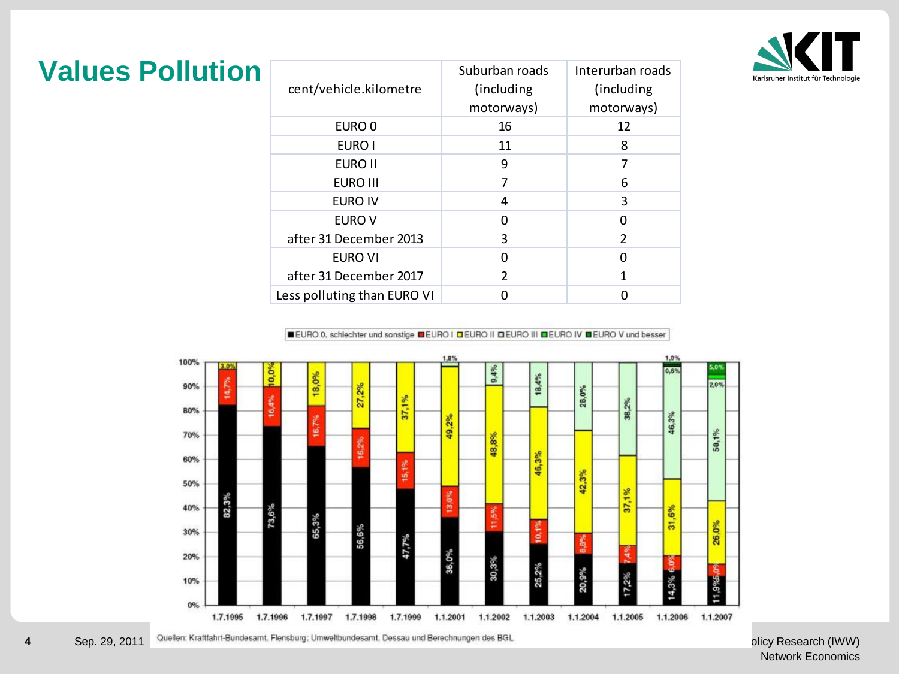# Values Pollution

| cent/vehicle.kilometre | Suburban roads (including motorways) | Interurban roads (including motorways) |
|---|---|---|
| EURO 0 | 16 | 12 |
| EURO I | 11 | 8 |
| EURO II | 9 | 7 |
| EURO III | 7 | 6 |
| EURO IV | 4 | 3 |
| EURO V<br>after 31 December 2013 | 0<br>3 | 0<br>2 |
| EURO VI<br>after 31 December 2017 | 0<br>2 | 0<br>1 |
| Less polluting than EURO VI | 0 | 0 |

■EURO 0, schlechter und sonstige ■EURO I ■EURO II ■EURO III ■EURO IV ■EURO V und besser

| Date | EURO 0, schlechter und sonstige | EURO I | EURO II | EURO III | EURO IV | EURO V und besser |
|---|---|---|---|---|---|---|
| 1.7.1995 | 82,3% | 14,7% | 3,0% | | | |
| 1.7.1996 | 73,6% | 16,4% | 10,0% | | | |
| 1.7.1997 | 65,3% | 16,7% | 18,0% | | | |
| 1.7.1998 | 56,6% | 16,2% | 27,2% | | | |
| 1.7.1999 | 47,7% | 15,1% | 37,1% | | | |
| 1.1.2001 | 36,0% | 13,0% | 49,2% | 1,8% | | |
| 1.1.2002 | 30,3% | 11,5% | 48,8% | 9,4% | | |
| 1.1.2003 | 25,2% | 10,1% | 46,3% | 18,4% | | |
| 1.1.2004 | 20,9% | 8,8% | 42,3% | 28,0% | | |
| 1.1.2005 | 17,2% | 7,4% | 37,1% | 38,2% | | |
| 1.1.2006 | 14,3% | 6,0% | 31,6% | 46,3% | 0,6% | 1,0% |
| 1.1.2007 | 11,9% | 5,0% | 26,0% | 50,1% | 2,0% | 5,0% |

Quellen: Kraftfahrt-Bundesamt, Flensburg; Umweltbundesamt, Dessau und Berechnungen des BGL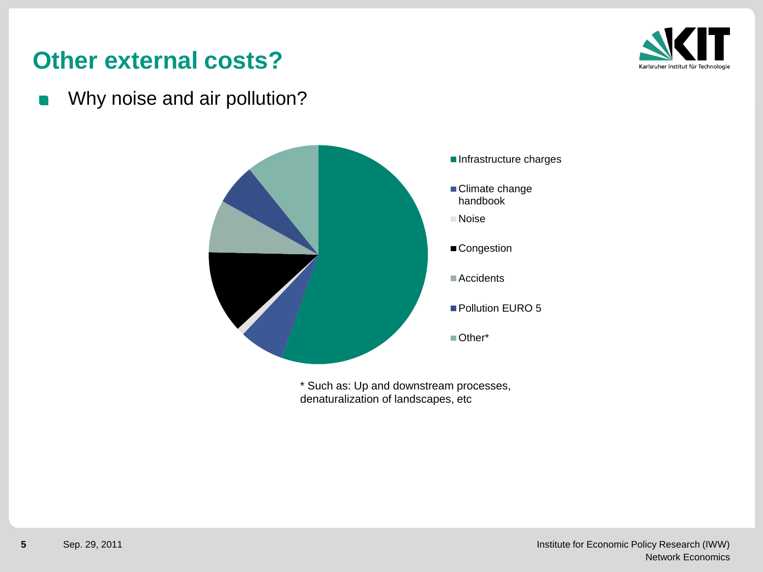# Other external costs?

- Why noise and air pollution?

- Infrastructure charges
- Climate change handbook
- Noise
- Congestion
- Accidents
- Pollution EURO 5
- Other*

\* Such as: Up and downstream processes, denaturalization of landscapes, etc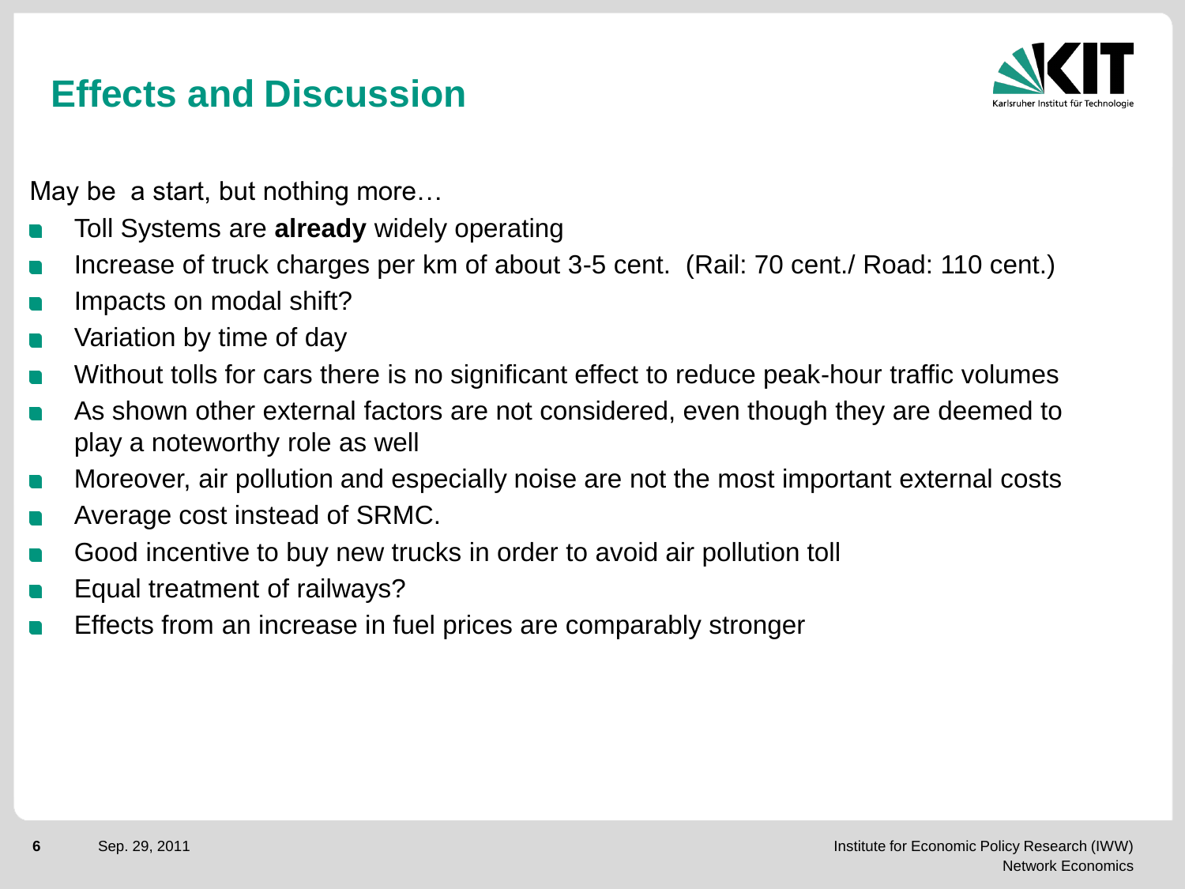# Effects and Discussion

May be  a start, but nothing more…

- Toll Systems are **already** widely operating
- Increase of truck charges per km of about 3-5 cent.  (Rail: 70 cent./ Road: 110 cent.)
- Impacts on modal shift?
- Variation by time of day
- Without tolls for cars there is no significant effect to reduce peak-hour traffic volumes
- As shown other external factors are not considered, even though they are deemed to play a noteworthy role as well
- Moreover, air pollution and especially noise are not the most important external costs
- Average cost instead of SRMC.
- Good incentive to buy new trucks in order to avoid air pollution toll
- Equal treatment of railways?
- Effects from an increase in fuel prices are comparably stronger